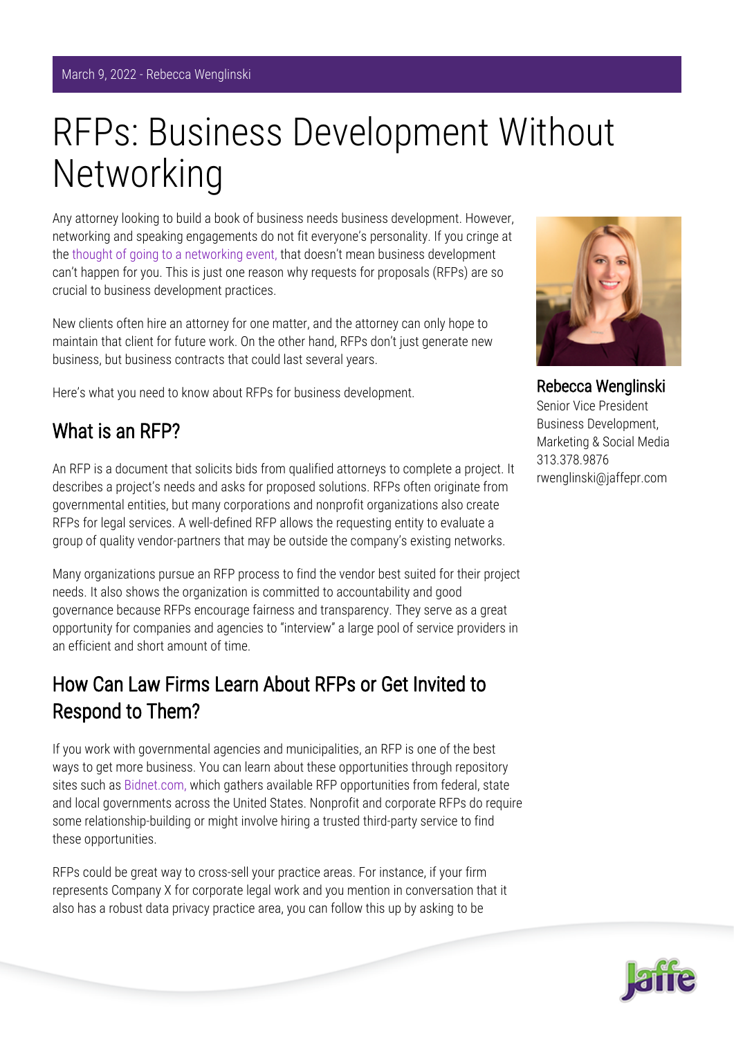March 9, 2022 - Rebecca Wenglinski

# RFPs: Business Development Without Networking

Any attorney looking to build a book of business needs business development. However, networking and speaking engagements do not fit everyone's personality. If you cringe at the thought of going to a networking event, that doesn't mean business development can't happen for you. This is just one reason why requests for proposals (RFPs) are so crucial to business development practices.

New clients often hire an attorney for one matter, and the attorney can only hope to maintain that client for future work. On the other hand, RFPs don't just generate new business, but business contracts that could last several years.

Here's what you need to know about RFPs for business development.

**Rebecca Wenglinski**
Senior Vice President
Business Development, Marketing & Social Media
313.378.9876
rwenglinski@jaffepr.com

## What is an RFP?

An RFP is a document that solicits bids from qualified attorneys to complete a project. It describes a project's needs and asks for proposed solutions. RFPs often originate from governmental entities, but many corporations and nonprofit organizations also create RFPs for legal services. A well-defined RFP allows the requesting entity to evaluate a group of quality vendor-partners that may be outside the company's existing networks.

Many organizations pursue an RFP process to find the vendor best suited for their project needs. It also shows the organization is committed to accountability and good governance because RFPs encourage fairness and transparency. They serve as a great opportunity for companies and agencies to "interview" a large pool of service providers in an efficient and short amount of time.

## How Can Law Firms Learn About RFPs or Get Invited to Respond to Them?

If you work with governmental agencies and municipalities, an RFP is one of the best ways to get more business. You can learn about these opportunities through repository sites such as Bidnet.com, which gathers available RFP opportunities from federal, state and local governments across the United States. Nonprofit and corporate RFPs do require some relationship-building or might involve hiring a trusted third-party service to find these opportunities.

RFPs could be great way to cross-sell your practice areas. For instance, if your firm represents Company X for corporate legal work and you mention in conversation that it also has a robust data privacy practice area, you can follow this up by asking to be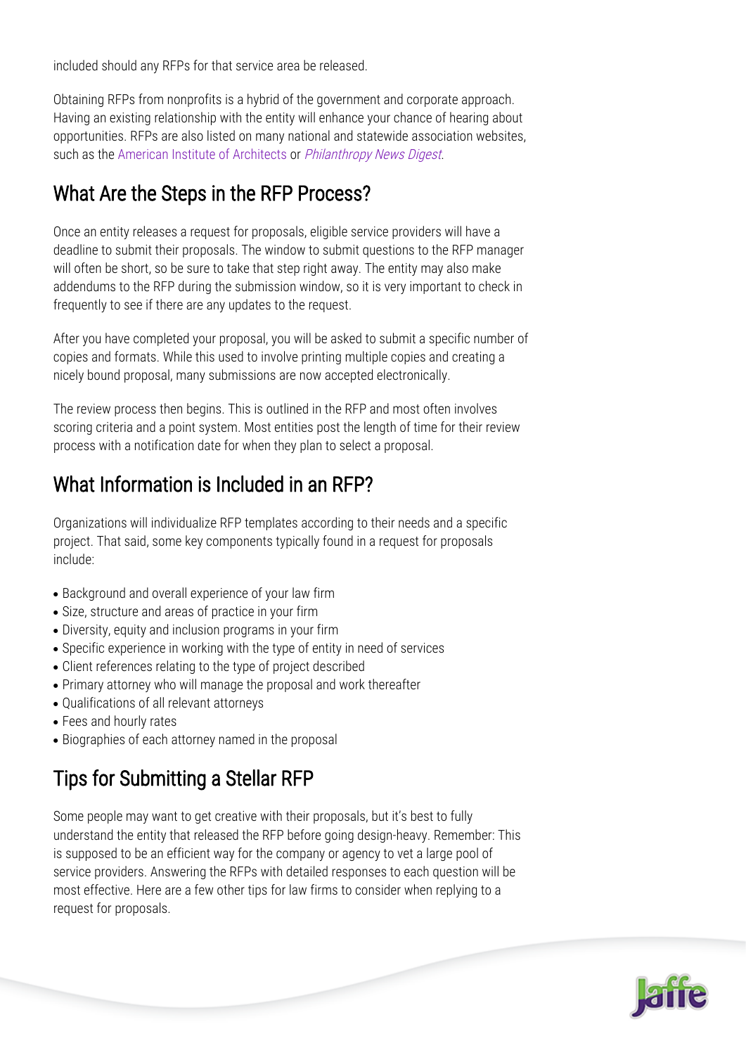included should any RFPs for that service area be released.

Obtaining RFPs from nonprofits is a hybrid of the government and corporate approach. Having an existing relationship with the entity will enhance your chance of hearing about opportunities. RFPs are also listed on many national and statewide association websites, such as the American Institute of Architects or *Philanthropy News Digest*.

## What Are the Steps in the RFP Process?

Once an entity releases a request for proposals, eligible service providers will have a deadline to submit their proposals. The window to submit questions to the RFP manager will often be short, so be sure to take that step right away. The entity may also make addendums to the RFP during the submission window, so it is very important to check in frequently to see if there are any updates to the request.

After you have completed your proposal, you will be asked to submit a specific number of copies and formats. While this used to involve printing multiple copies and creating a nicely bound proposal, many submissions are now accepted electronically.

The review process then begins. This is outlined in the RFP and most often involves scoring criteria and a point system. Most entities post the length of time for their review process with a notification date for when they plan to select a proposal.

## What Information is Included in an RFP?

Organizations will individualize RFP templates according to their needs and a specific project. That said, some key components typically found in a request for proposals include:

- Background and overall experience of your law firm
- Size, structure and areas of practice in your firm
- Diversity, equity and inclusion programs in your firm
- Specific experience in working with the type of entity in need of services
- Client references relating to the type of project described
- Primary attorney who will manage the proposal and work thereafter
- Qualifications of all relevant attorneys
- Fees and hourly rates
- Biographies of each attorney named in the proposal

## Tips for Submitting a Stellar RFP

Some people may want to get creative with their proposals, but it's best to fully understand the entity that released the RFP before going design-heavy. Remember: This is supposed to be an efficient way for the company or agency to vet a large pool of service providers. Answering the RFPs with detailed responses to each question will be most effective. Here are a few other tips for law firms to consider when replying to a request for proposals.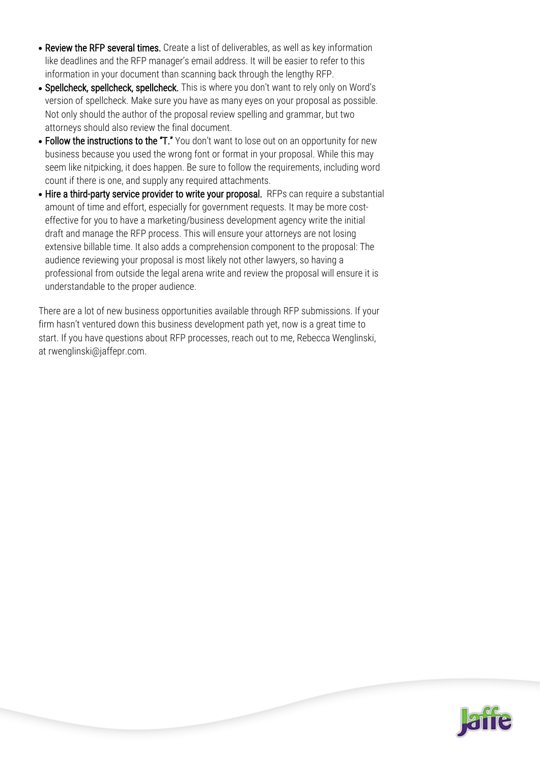- **Review the RFP several times.** Create a list of deliverables, as well as key information like deadlines and the RFP manager's email address. It will be easier to refer to this information in your document than scanning back through the lengthy RFP.
- **Spellcheck, spellcheck, spellcheck.** This is where you don't want to rely only on Word's version of spellcheck. Make sure you have as many eyes on your proposal as possible. Not only should the author of the proposal review spelling and grammar, but two attorneys should also review the final document.
- **Follow the instructions to the "T."** You don't want to lose out on an opportunity for new business because you used the wrong font or format in your proposal. While this may seem like nitpicking, it does happen. Be sure to follow the requirements, including word count if there is one, and supply any required attachments.
- **Hire a third-party service provider to write your proposal.** RFPs can require a substantial amount of time and effort, especially for government requests. It may be more cost-effective for you to have a marketing/business development agency write the initial draft and manage the RFP process. This will ensure your attorneys are not losing extensive billable time. It also adds a comprehension component to the proposal: The audience reviewing your proposal is most likely not other lawyers, so having a professional from outside the legal arena write and review the proposal will ensure it is understandable to the proper audience.

There are a lot of new business opportunities available through RFP submissions. If your firm hasn't ventured down this business development path yet, now is a great time to start. If you have questions about RFP processes, reach out to me, Rebecca Wenglinski, at rwenglinski@jaffepr.com.